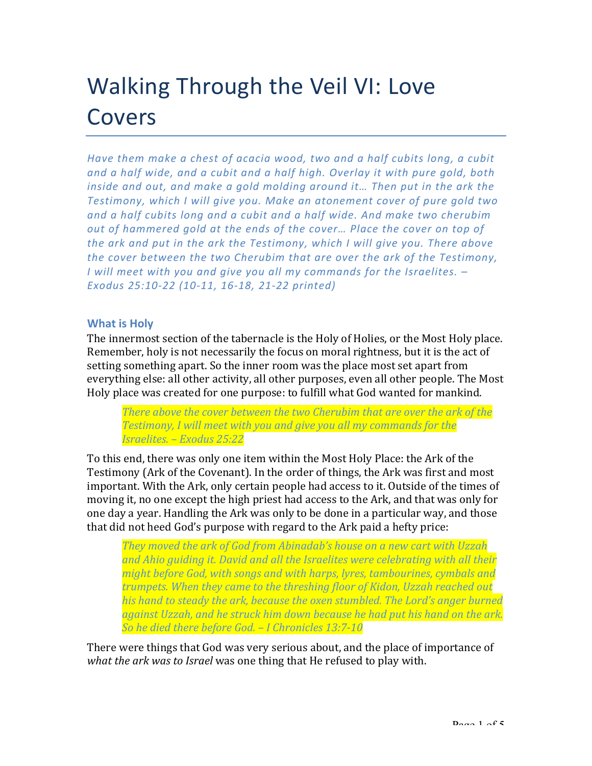# Walking Through the Veil VI: Love Covers

*Have them make a chest of acacia wood, two and a half cubits long, a cubit and a half wide, and a cubit and a half high. Overlay it with pure gold, both inside and out, and make a gold molding around it… Then put in the ark the Testimony, which I will give you. Make an atonement cover of pure gold two and a half cubits long and a cubit and a half wide. And make two cherubim out of hammered gold at the ends of the cover… Place the cover on top of the ark and put in the ark the Testimony, which I will give you. There above the cover between the two Cherubim that are over the ark of the Testimony, I will meet with you and give you all my commands for the Israelites. – Exodus 25:10-22 (10-11, 16-18, 21-22 printed)*

### What is Holy

The innermost section of the tabernacle is the Holy of Holies, or the Most Holy place. Remember, holy is not necessarily the focus on moral rightness, but it is the act of setting something apart. So the inner room was the place most set apart from everything else: all other activity, all other purposes, even all other people. The Most Holy place was created for one purpose: to fulfill what God wanted for mankind.

> *There above the cover between the two Cherubim that are over the ark of the Testimony, I will meet with you and give you all my commands for the Israelites. – Exodus 25:22*

To this end, there was only one item within the Most Holy Place: the Ark of the Testimony (Ark of the Covenant). In the order of things, the Ark was first and most important. With the Ark, only certain people had access to it. Outside of the times of moving it, no one except the high priest had access to the Ark, and that was only for one day a year. Handling the Ark was only to be done in a particular way, and those that did not heed God's purpose with regard to the Ark paid a hefty price:

> *They moved the ark of God from Abinadab's house on a new cart with Uzzah and Ahio guiding it. David and all the Israelites were celebrating with all their might before God, with songs and with harps, lyres, tambourines, cymbals and trumpets. When they came to the threshing floor of Kidon, Uzzah reached out his hand to steady the ark, because the oxen stumbled. The Lord's anger burned against Uzzah, and he struck him down because he had put his hand on the ark. So he died there before God. – I Chronicles 13:7-10*

There were things that God was very serious about, and the place of importance of *what the ark was to Israel* was one thing that He refused to play with.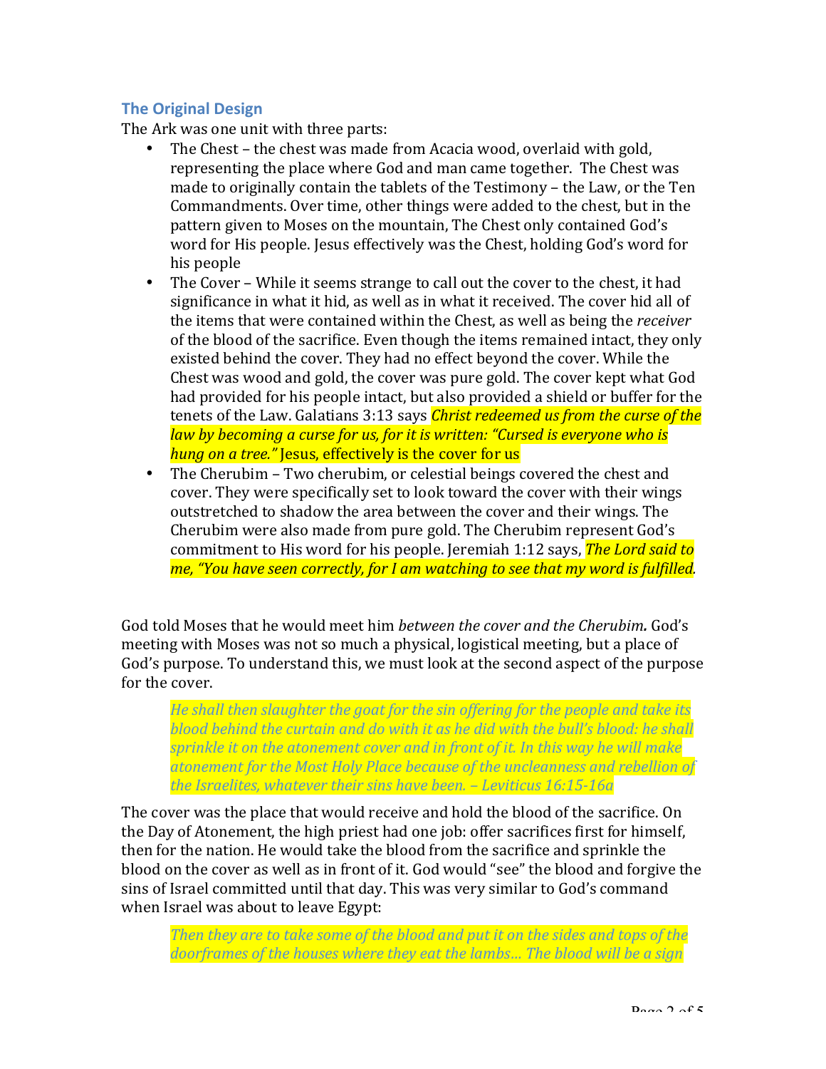## The Original Design

The Ark was one unit with three parts:

- The Chest – the chest was made from Acacia wood, overlaid with gold, representing the place where God and man came together. The Chest was made to originally contain the tablets of the Testimony – the Law, or the Ten Commandments. Over time, other things were added to the chest, but in the pattern given to Moses on the mountain, The Chest only contained God's word for His people. Jesus effectively was the Chest, holding God's word for his people
- The Cover – While it seems strange to call out the cover to the chest, it had significance in what it hid, as well as in what it received. The cover hid all of the items that were contained within the Chest, as well as being the *receiver* of the blood of the sacrifice. Even though the items remained intact, they only existed behind the cover. They had no effect beyond the cover. While the Chest was wood and gold, the cover was pure gold. The cover kept what God had provided for his people intact, but also provided a shield or buffer for the tenets of the Law. Galatians 3:13 says *Christ redeemed us from the curse of the law by becoming a curse for us, for it is written: "Cursed is everyone who is hung on a tree."* Jesus, effectively is the cover for us
- The Cherubim – Two cherubim, or celestial beings covered the chest and cover. They were specifically set to look toward the cover with their wings outstretched to shadow the area between the cover and their wings. The Cherubim were also made from pure gold. The Cherubim represent God's commitment to His word for his people. Jeremiah 1:12 says, *The Lord said to me, "You have seen correctly, for I am watching to see that my word is fulfilled.*

God told Moses that he would meet him *between the cover and the Cherubim.* God's meeting with Moses was not so much a physical, logistical meeting, but a place of God's purpose. To understand this, we must look at the second aspect of the purpose for the cover.

> *He shall then slaughter the goat for the sin offering for the people and take its blood behind the curtain and do with it as he did with the bull's blood: he shall sprinkle it on the atonement cover and in front of it. In this way he will make atonement for the Most Holy Place because of the uncleanness and rebellion of the Israelites, whatever their sins have been. – Leviticus 16:15-16a*

The cover was the place that would receive and hold the blood of the sacrifice. On the Day of Atonement, the high priest had one job: offer sacrifices first for himself, then for the nation. He would take the blood from the sacrifice and sprinkle the blood on the cover as well as in front of it. God would "see" the blood and forgive the sins of Israel committed until that day. This was very similar to God's command when Israel was about to leave Egypt:

> *Then they are to take some of the blood and put it on the sides and tops of the doorframes of the houses where they eat the lambs… The blood will be a sign*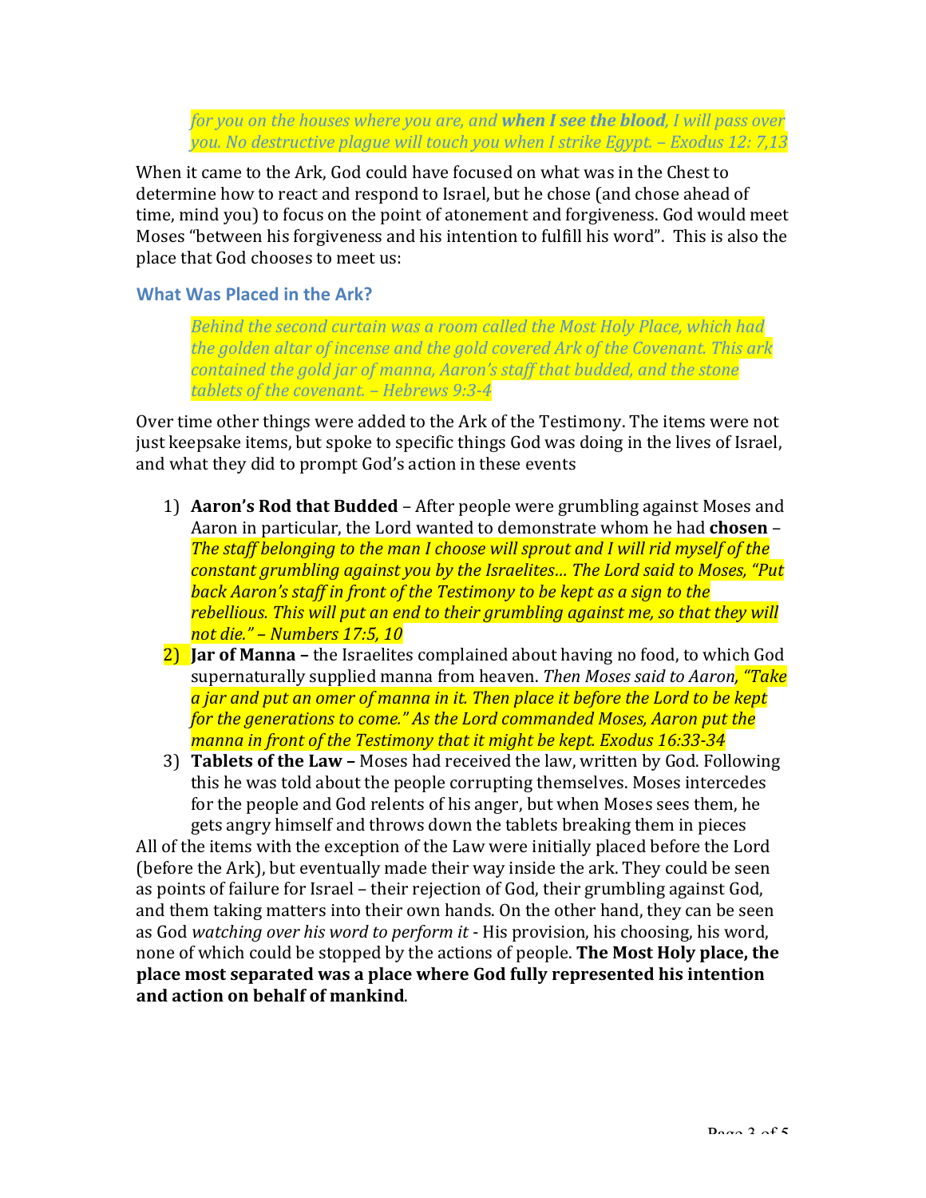> *for you on the houses where you are, and* ***when I see the blood****, I will pass over you. No destructive plague will touch you when I strike Egypt. – Exodus 12: 7,13*

When it came to the Ark, God could have focused on what was in the Chest to determine how to react and respond to Israel, but he chose (and chose ahead of time, mind you) to focus on the point of atonement and forgiveness. God would meet Moses "between his forgiveness and his intention to fulfill his word". This is also the place that God chooses to meet us:

### What Was Placed in the Ark?

> *Behind the second curtain was a room called the Most Holy Place, which had the golden altar of incense and the gold covered Ark of the Covenant. This ark contained the gold jar of manna, Aaron's staff that budded, and the stone tablets of the covenant. – Hebrews 9:3-4*

Over time other things were added to the Ark of the Testimony. The items were not just keepsake items, but spoke to specific things God was doing in the lives of Israel, and what they did to prompt God's action in these events

1) **Aaron's Rod that Budded** – After people were grumbling against Moses and Aaron in particular, the Lord wanted to demonstrate whom he had **chosen** – *The staff belonging to the man I choose will sprout and I will rid myself of the constant grumbling against you by the Israelites… The Lord said to Moses, "Put back Aaron's staff in front of the Testimony to be kept as a sign to the rebellious. This will put an end to their grumbling against me, so that they will not die." – Numbers 17:5, 10*
2) **Jar of Manna –** the Israelites complained about having no food, to which God supernaturally supplied manna from heaven. *Then Moses said to Aaron, "Take a jar and put an omer of manna in it. Then place it before the Lord to be kept for the generations to come." As the Lord commanded Moses, Aaron put the manna in front of the Testimony that it might be kept. Exodus 16:33-34*
3) **Tablets of the Law –** Moses had received the law, written by God. Following this he was told about the people corrupting themselves. Moses intercedes for the people and God relents of his anger, but when Moses sees them, he gets angry himself and throws down the tablets breaking them in pieces

All of the items with the exception of the Law were initially placed before the Lord (before the Ark), but eventually made their way inside the ark. They could be seen as points of failure for Israel – their rejection of God, their grumbling against God, and them taking matters into their own hands. On the other hand, they can be seen as God *watching over his word to perform it* - His provision, his choosing, his word, none of which could be stopped by the actions of people. **The Most Holy place, the place most separated was a place where God fully represented his intention and action on behalf of mankind**.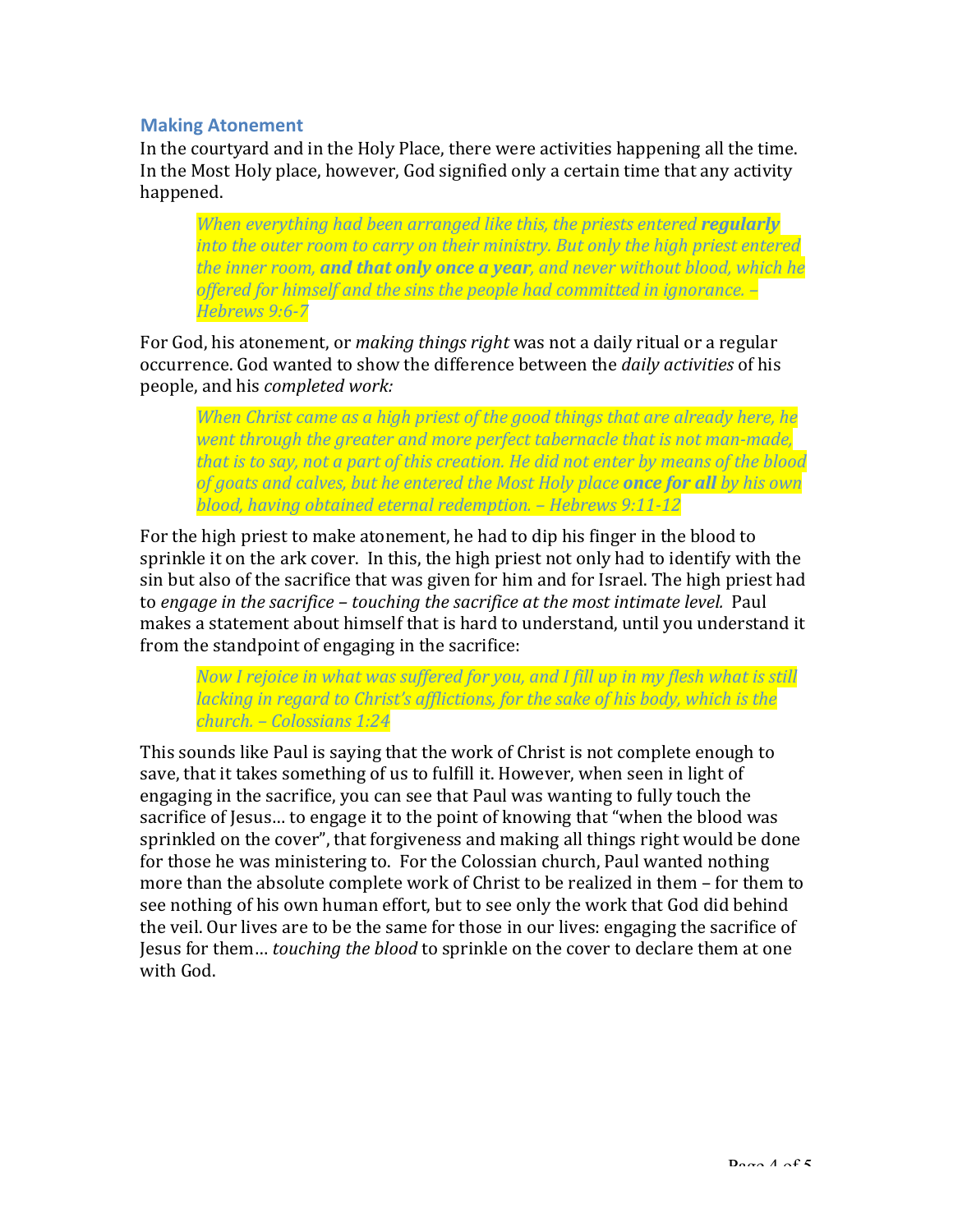## Making Atonement

In the courtyard and in the Holy Place, there were activities happening all the time. In the Most Holy place, however, God signified only a certain time that any activity happened.

> *When everything had been arranged like this, the priests entered **regularly** into the outer room to carry on their ministry. But only the high priest entered the inner room, **and that only once a year**, and never without blood, which he offered for himself and the sins the people had committed in ignorance. – Hebrews 9:6-7*

For God, his atonement, or *making things right* was not a daily ritual or a regular occurrence. God wanted to show the difference between the *daily activities* of his people, and his *completed work:*

> *When Christ came as a high priest of the good things that are already here, he went through the greater and more perfect tabernacle that is not man-made, that is to say, not a part of this creation. He did not enter by means of the blood of goats and calves, but he entered the Most Holy place **once for all** by his own blood, having obtained eternal redemption. – Hebrews 9:11-12*

For the high priest to make atonement, he had to dip his finger in the blood to sprinkle it on the ark cover. In this, the high priest not only had to identify with the sin but also of the sacrifice that was given for him and for Israel. The high priest had to *engage in the sacrifice – touching the sacrifice at the most intimate level.* Paul makes a statement about himself that is hard to understand, until you understand it from the standpoint of engaging in the sacrifice:

> *Now I rejoice in what was suffered for you, and I fill up in my flesh what is still lacking in regard to Christ's afflictions, for the sake of his body, which is the church. – Colossians 1:24*

This sounds like Paul is saying that the work of Christ is not complete enough to save, that it takes something of us to fulfill it. However, when seen in light of engaging in the sacrifice, you can see that Paul was wanting to fully touch the sacrifice of Jesus… to engage it to the point of knowing that "when the blood was sprinkled on the cover", that forgiveness and making all things right would be done for those he was ministering to. For the Colossian church, Paul wanted nothing more than the absolute complete work of Christ to be realized in them – for them to see nothing of his own human effort, but to see only the work that God did behind the veil. Our lives are to be the same for those in our lives: engaging the sacrifice of Jesus for them… *touching the blood* to sprinkle on the cover to declare them at one with God.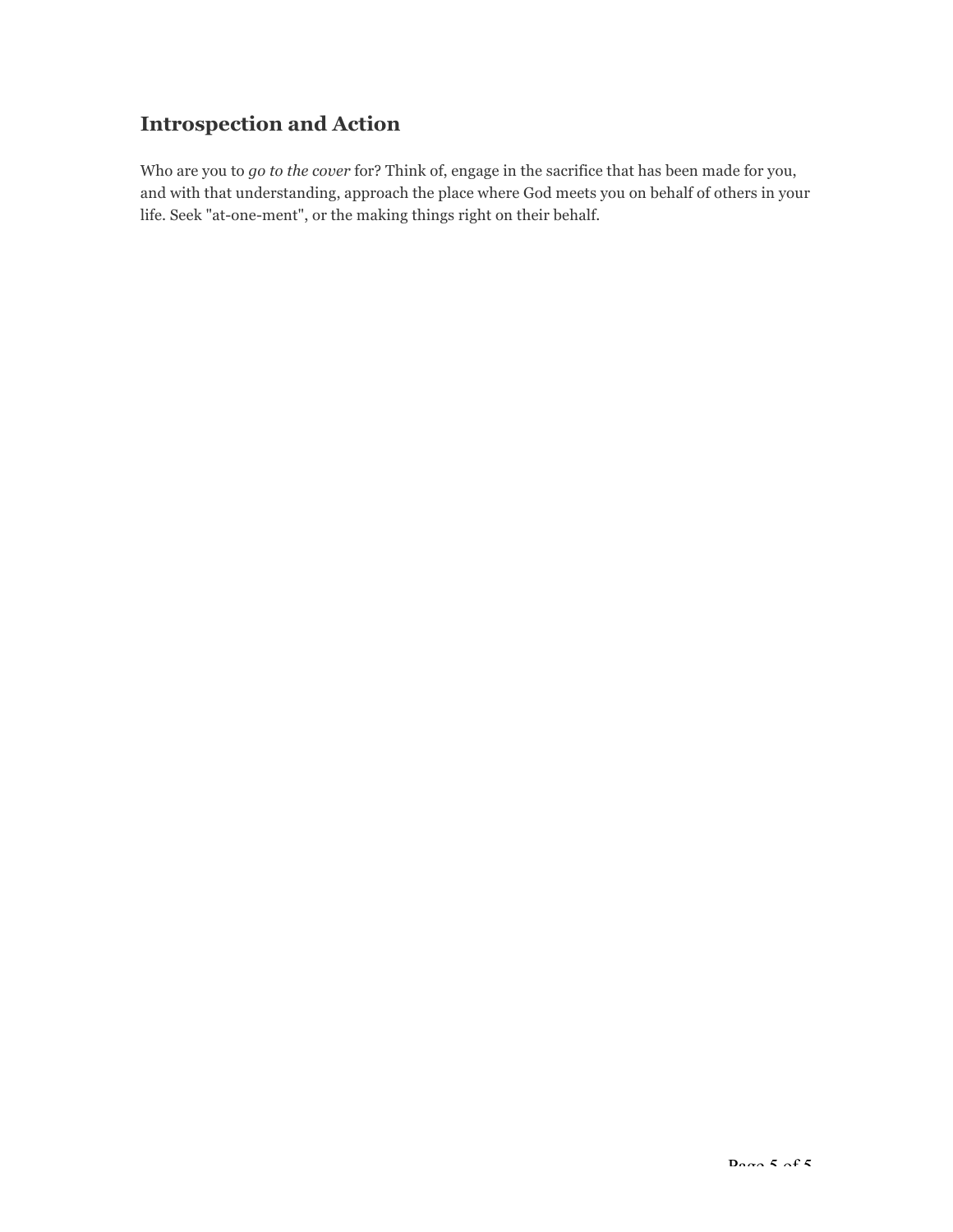## Introspection and Action

Who are you to *go to the cover* for? Think of, engage in the sacrifice that has been made for you, and with that understanding, approach the place where God meets you on behalf of others in your life. Seek "at-one-ment", or the making things right on their behalf.